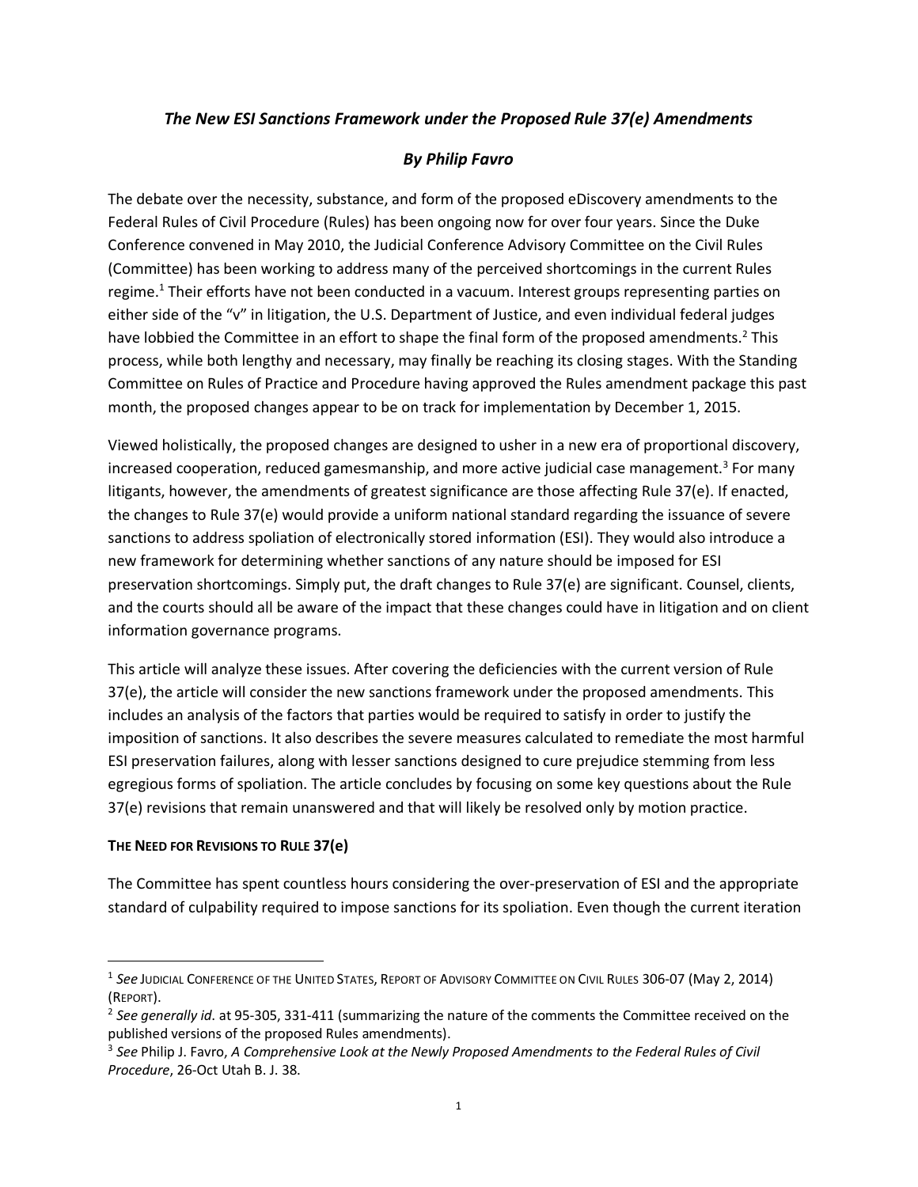## *The New ESI Sanctions Framework under the Proposed Rule 37(e) Amendments*

### *By Philip Favro*

The debate over the necessity, substance, and form of the proposed eDiscovery amendments to the Federal Rules of Civil Procedure (Rules) has been ongoing now for over four years. Since the Duke Conference convened in May 2010, the Judicial Conference Advisory Committee on the Civil Rules (Committee) has been working to address many of the perceived shortcomings in the current Rules regime.[1] Their efforts have not been conducted in a vacuum. Interest groups representing parties on either side of the "v" in litigation, the U.S. Department of Justice, and even individual federal judges have lobbied the Committee in an effort to shape the final form of the proposed amendments.[2] This process, while both lengthy and necessary, may finally be reaching its closing stages. With the Standing Committee on Rules of Practice and Procedure having approved the Rules amendment package this past month, the proposed changes appear to be on track for implementation by December 1, 2015.

Viewed holistically, the proposed changes are designed to usher in a new era of proportional discovery, increased cooperation, reduced gamesmanship, and more active judicial case management.[3] For many litigants, however, the amendments of greatest significance are those affecting Rule 37(e). If enacted, the changes to Rule 37(e) would provide a uniform national standard regarding the issuance of severe sanctions to address spoliation of electronically stored information (ESI). They would also introduce a new framework for determining whether sanctions of any nature should be imposed for ESI preservation shortcomings. Simply put, the draft changes to Rule 37(e) are significant. Counsel, clients, and the courts should all be aware of the impact that these changes could have in litigation and on client information governance programs.

This article will analyze these issues. After covering the deficiencies with the current version of Rule 37(e), the article will consider the new sanctions framework under the proposed amendments. This includes an analysis of the factors that parties would be required to satisfy in order to justify the imposition of sanctions. It also describes the severe measures calculated to remediate the most harmful ESI preservation failures, along with lesser sanctions designed to cure prejudice stemming from less egregious forms of spoliation. The article concludes by focusing on some key questions about the Rule 37(e) revisions that remain unanswered and that will likely be resolved only by motion practice.

**THE NEED FOR REVISIONS TO RULE 37(e)**

The Committee has spent countless hours considering the over-preservation of ESI and the appropriate standard of culpability required to impose sanctions for its spoliation. Even though the current iteration

---

[1] *See* JUDICIAL CONFERENCE OF THE UNITED STATES, REPORT OF ADVISORY COMMITTEE ON CIVIL RULES 306-07 (May 2, 2014) (REPORT).

[2] *See generally id.* at 95-305, 331-411 (summarizing the nature of the comments the Committee received on the published versions of the proposed Rules amendments).

[3] *See* Philip J. Favro, *A Comprehensive Look at the Newly Proposed Amendments to the Federal Rules of Civil Procedure*, 26-Oct Utah B. J. 38.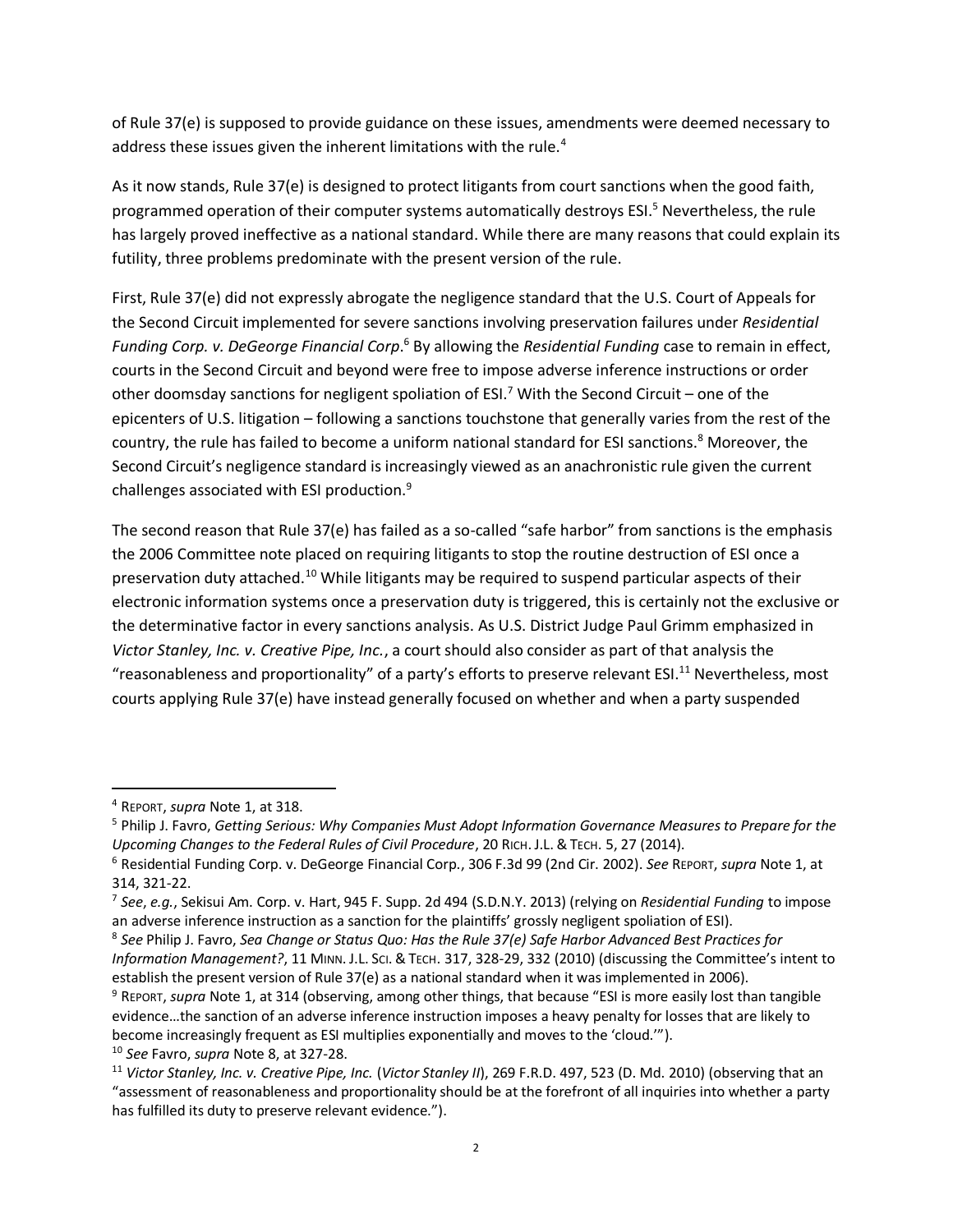of Rule 37(e) is supposed to provide guidance on these issues, amendments were deemed necessary to address these issues given the inherent limitations with the rule.[4]

As it now stands, Rule 37(e) is designed to protect litigants from court sanctions when the good faith, programmed operation of their computer systems automatically destroys ESI.[5] Nevertheless, the rule has largely proved ineffective as a national standard. While there are many reasons that could explain its futility, three problems predominate with the present version of the rule.

First, Rule 37(e) did not expressly abrogate the negligence standard that the U.S. Court of Appeals for the Second Circuit implemented for severe sanctions involving preservation failures under *Residential Funding Corp. v. DeGeorge Financial Corp*.[6] By allowing the *Residential Funding* case to remain in effect, courts in the Second Circuit and beyond were free to impose adverse inference instructions or order other doomsday sanctions for negligent spoliation of ESI.[7] With the Second Circuit – one of the epicenters of U.S. litigation – following a sanctions touchstone that generally varies from the rest of the country, the rule has failed to become a uniform national standard for ESI sanctions.[8] Moreover, the Second Circuit's negligence standard is increasingly viewed as an anachronistic rule given the current challenges associated with ESI production.[9]

The second reason that Rule 37(e) has failed as a so-called "safe harbor" from sanctions is the emphasis the 2006 Committee note placed on requiring litigants to stop the routine destruction of ESI once a preservation duty attached.[10] While litigants may be required to suspend particular aspects of their electronic information systems once a preservation duty is triggered, this is certainly not the exclusive or the determinative factor in every sanctions analysis. As U.S. District Judge Paul Grimm emphasized in *Victor Stanley, Inc. v. Creative Pipe, Inc.*, a court should also consider as part of that analysis the "reasonableness and proportionality" of a party's efforts to preserve relevant ESI.[11] Nevertheless, most courts applying Rule 37(e) have instead generally focused on whether and when a party suspended

---

[4] REPORT, *supra* Note 1, at 318.

[5] Philip J. Favro, *Getting Serious: Why Companies Must Adopt Information Governance Measures to Prepare for the Upcoming Changes to the Federal Rules of Civil Procedure*, 20 RICH. J.L. & TECH. 5, 27 (2014).

[6] Residential Funding Corp. v. DeGeorge Financial Corp., 306 F.3d 99 (2nd Cir. 2002). *See* REPORT, *supra* Note 1, at 314, 321-22.

[7] *See*, *e.g.*, Sekisui Am. Corp. v. Hart, 945 F. Supp. 2d 494 (S.D.N.Y. 2013) (relying on *Residential Funding* to impose an adverse inference instruction as a sanction for the plaintiffs' grossly negligent spoliation of ESI).

[8] *See* Philip J. Favro, *Sea Change or Status Quo: Has the Rule 37(e) Safe Harbor Advanced Best Practices for Information Management?*, 11 MINN. J.L. SCI. & TECH. 317, 328-29, 332 (2010) (discussing the Committee's intent to establish the present version of Rule 37(e) as a national standard when it was implemented in 2006).

[9] REPORT, *supra* Note 1, at 314 (observing, among other things, that because "ESI is more easily lost than tangible evidence…the sanction of an adverse inference instruction imposes a heavy penalty for losses that are likely to become increasingly frequent as ESI multiplies exponentially and moves to the 'cloud.'").

[10] *See* Favro, *supra* Note 8, at 327-28.

[11] *Victor Stanley, Inc. v. Creative Pipe, Inc.* (*Victor Stanley II*), 269 F.R.D. 497, 523 (D. Md. 2010) (observing that an "assessment of reasonableness and proportionality should be at the forefront of all inquiries into whether a party has fulfilled its duty to preserve relevant evidence.").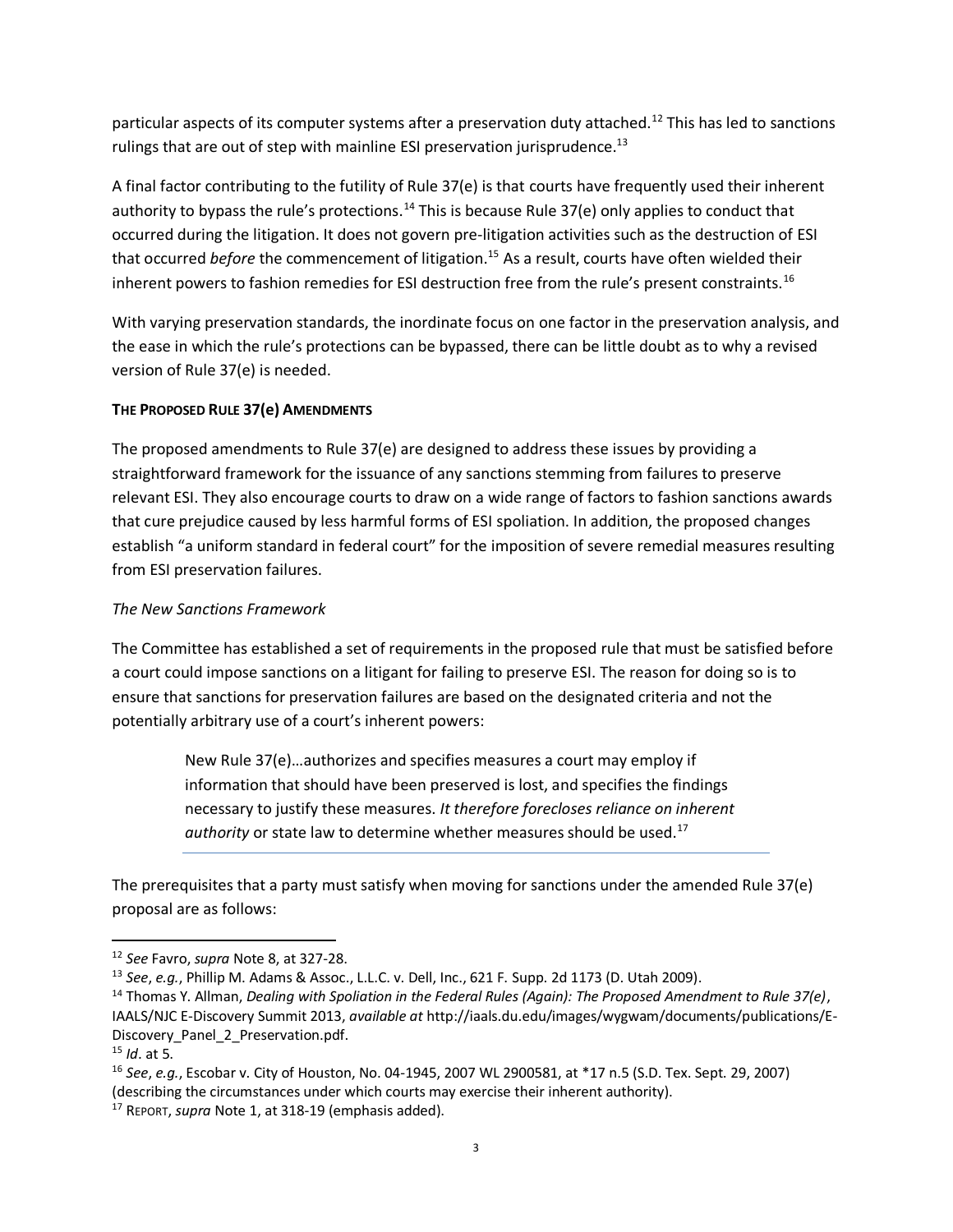particular aspects of its computer systems after a preservation duty attached.[12] This has led to sanctions rulings that are out of step with mainline ESI preservation jurisprudence.[13]

A final factor contributing to the futility of Rule 37(e) is that courts have frequently used their inherent authority to bypass the rule's protections.[14] This is because Rule 37(e) only applies to conduct that occurred during the litigation. It does not govern pre-litigation activities such as the destruction of ESI that occurred *before* the commencement of litigation.[15] As a result, courts have often wielded their inherent powers to fashion remedies for ESI destruction free from the rule's present constraints.[16]

With varying preservation standards, the inordinate focus on one factor in the preservation analysis, and the ease in which the rule's protections can be bypassed, there can be little doubt as to why a revised version of Rule 37(e) is needed.

**THE PROPOSED RULE 37(e) AMENDMENTS**

The proposed amendments to Rule 37(e) are designed to address these issues by providing a straightforward framework for the issuance of any sanctions stemming from failures to preserve relevant ESI. They also encourage courts to draw on a wide range of factors to fashion sanctions awards that cure prejudice caused by less harmful forms of ESI spoliation. In addition, the proposed changes establish "a uniform standard in federal court" for the imposition of severe remedial measures resulting from ESI preservation failures.

*The New Sanctions Framework*

The Committee has established a set of requirements in the proposed rule that must be satisfied before a court could impose sanctions on a litigant for failing to preserve ESI. The reason for doing so is to ensure that sanctions for preservation failures are based on the designated criteria and not the potentially arbitrary use of a court's inherent powers:

> New Rule 37(e)…authorizes and specifies measures a court may employ if information that should have been preserved is lost, and specifies the findings necessary to justify these measures. *It therefore forecloses reliance on inherent authority* or state law to determine whether measures should be used.[17]

The prerequisites that a party must satisfy when moving for sanctions under the amended Rule 37(e) proposal are as follows:

---

[12] *See* Favro, *supra* Note 8, at 327-28.

[13] *See*, *e.g.*, Phillip M. Adams & Assoc., L.L.C. v. Dell, Inc., 621 F. Supp. 2d 1173 (D. Utah 2009).

[14] Thomas Y. Allman, *Dealing with Spoliation in the Federal Rules (Again): The Proposed Amendment to Rule 37(e)*, IAALS/NJC E-Discovery Summit 2013, *available at* http://iaals.du.edu/images/wygwam/documents/publications/E-Discovery_Panel_2_Preservation.pdf.

[15] *Id*. at 5.

[16] *See*, *e.g.*, Escobar v. City of Houston, No. 04-1945, 2007 WL 2900581, at *17 n.5 (S.D. Tex. Sept. 29, 2007) (describing the circumstances under which courts may exercise their inherent authority).

[17] REPORT, *supra* Note 1, at 318-19 (emphasis added).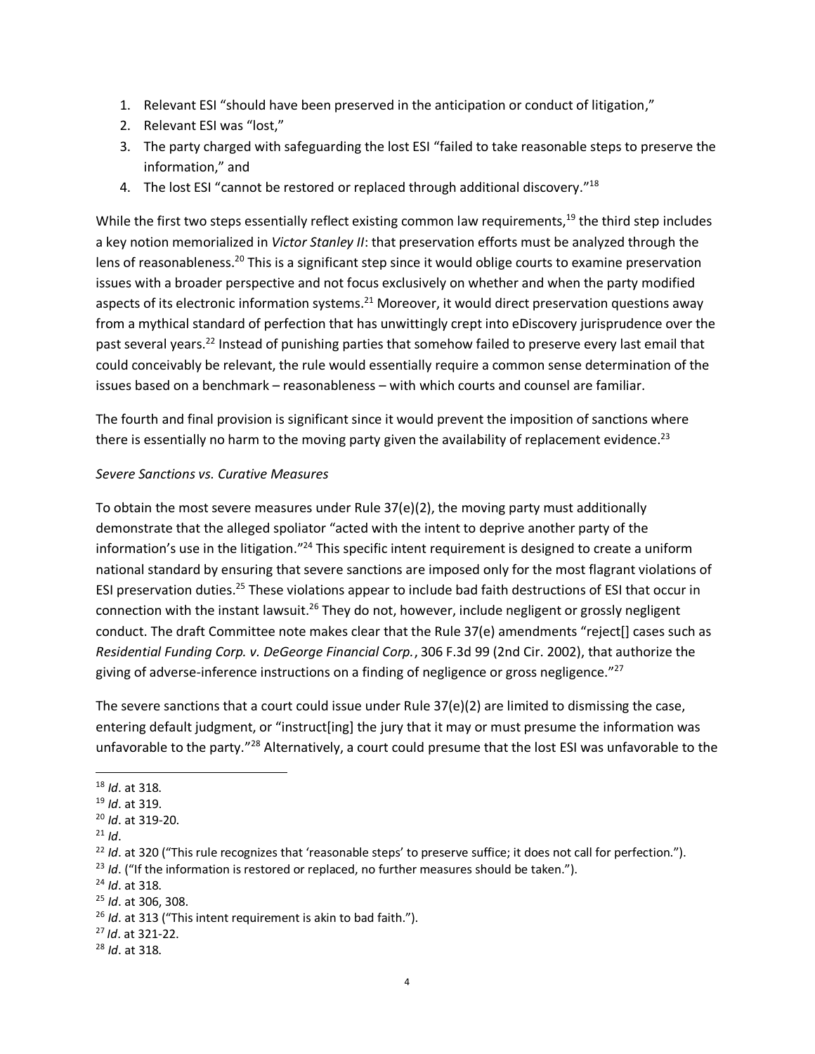1. Relevant ESI "should have been preserved in the anticipation or conduct of litigation,"
2. Relevant ESI was "lost,"
3. The party charged with safeguarding the lost ESI "failed to take reasonable steps to preserve the information," and
4. The lost ESI "cannot be restored or replaced through additional discovery."[18]

While the first two steps essentially reflect existing common law requirements,[19] the third step includes a key notion memorialized in *Victor Stanley II*: that preservation efforts must be analyzed through the lens of reasonableness.[20] This is a significant step since it would oblige courts to examine preservation issues with a broader perspective and not focus exclusively on whether and when the party modified aspects of its electronic information systems.[21] Moreover, it would direct preservation questions away from a mythical standard of perfection that has unwittingly crept into eDiscovery jurisprudence over the past several years.[22] Instead of punishing parties that somehow failed to preserve every last email that could conceivably be relevant, the rule would essentially require a common sense determination of the issues based on a benchmark – reasonableness – with which courts and counsel are familiar.

The fourth and final provision is significant since it would prevent the imposition of sanctions where there is essentially no harm to the moving party given the availability of replacement evidence.[23]

*Severe Sanctions vs. Curative Measures*

To obtain the most severe measures under Rule 37(e)(2), the moving party must additionally demonstrate that the alleged spoliator "acted with the intent to deprive another party of the information's use in the litigation."[24] This specific intent requirement is designed to create a uniform national standard by ensuring that severe sanctions are imposed only for the most flagrant violations of ESI preservation duties.[25] These violations appear to include bad faith destructions of ESI that occur in connection with the instant lawsuit.[26] They do not, however, include negligent or grossly negligent conduct. The draft Committee note makes clear that the Rule 37(e) amendments "reject[] cases such as *Residential Funding Corp. v. DeGeorge Financial Corp.*, 306 F.3d 99 (2nd Cir. 2002), that authorize the giving of adverse-inference instructions on a finding of negligence or gross negligence."[27]

The severe sanctions that a court could issue under Rule 37(e)(2) are limited to dismissing the case, entering default judgment, or "instruct[ing] the jury that it may or must presume the information was unfavorable to the party."[28] Alternatively, a court could presume that the lost ESI was unfavorable to the

---

[18] *Id*. at 318.

[19] *Id*. at 319.

[20] *Id*. at 319-20.

[21] *Id*.

[22] *Id*. at 320 ("This rule recognizes that 'reasonable steps' to preserve suffice; it does not call for perfection.").

[23] *Id*. ("If the information is restored or replaced, no further measures should be taken.").

[24] *Id*. at 318.

[25] *Id*. at 306, 308.

[26] *Id*. at 313 ("This intent requirement is akin to bad faith.").

[27] *Id*. at 321-22.

[28] *Id*. at 318.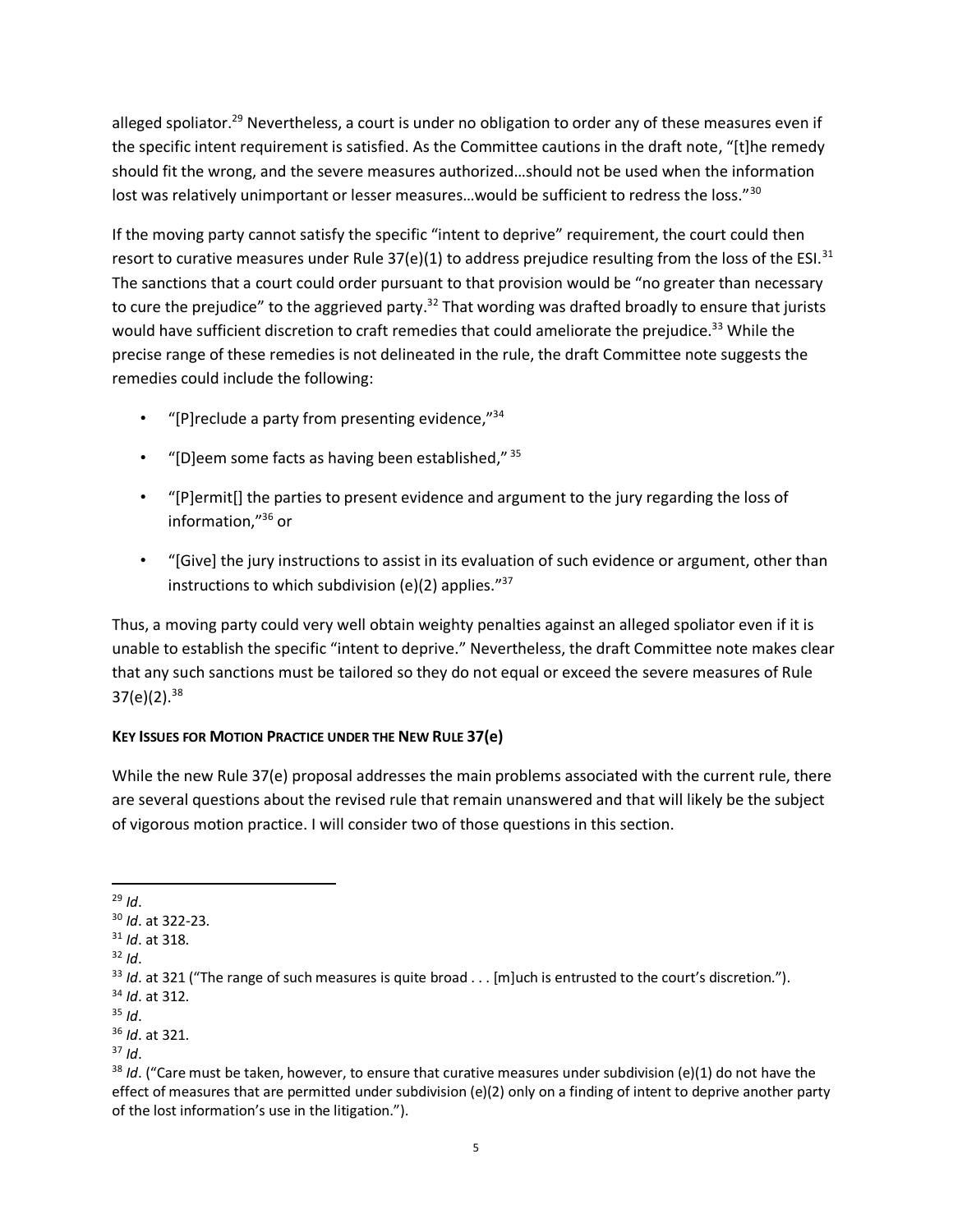alleged spoliator.[29] Nevertheless, a court is under no obligation to order any of these measures even if the specific intent requirement is satisfied. As the Committee cautions in the draft note, "[t]he remedy should fit the wrong, and the severe measures authorized…should not be used when the information lost was relatively unimportant or lesser measures…would be sufficient to redress the loss."[30]

If the moving party cannot satisfy the specific "intent to deprive" requirement, the court could then resort to curative measures under Rule 37(e)(1) to address prejudice resulting from the loss of the ESI.[31] The sanctions that a court could order pursuant to that provision would be "no greater than necessary to cure the prejudice" to the aggrieved party.[32] That wording was drafted broadly to ensure that jurists would have sufficient discretion to craft remedies that could ameliorate the prejudice.[33] While the precise range of these remedies is not delineated in the rule, the draft Committee note suggests the remedies could include the following:

- "[P]reclude a party from presenting evidence,"[34]
- "[D]eem some facts as having been established,"[35]
- "[P]ermit[] the parties to present evidence and argument to the jury regarding the loss of information,"[36] or
- "[Give] the jury instructions to assist in its evaluation of such evidence or argument, other than instructions to which subdivision (e)(2) applies."[37]

Thus, a moving party could very well obtain weighty penalties against an alleged spoliator even if it is unable to establish the specific "intent to deprive." Nevertheless, the draft Committee note makes clear that any such sanctions must be tailored so they do not equal or exceed the severe measures of Rule 37(e)(2).[38]

**KEY ISSUES FOR MOTION PRACTICE UNDER THE NEW RULE 37(e)**

While the new Rule 37(e) proposal addresses the main problems associated with the current rule, there are several questions about the revised rule that remain unanswered and that will likely be the subject of vigorous motion practice. I will consider two of those questions in this section.

---

[29] *Id*.
[30] *Id*. at 322-23.
[31] *Id*. at 318.
[32] *Id*.
[33] *Id*. at 321 ("The range of such measures is quite broad . . . [m]uch is entrusted to the court's discretion.").
[34] *Id*. at 312.
[35] *Id*.
[36] *Id*. at 321.
[37] *Id*.
[38] *Id*. ("Care must be taken, however, to ensure that curative measures under subdivision (e)(1) do not have the effect of measures that are permitted under subdivision (e)(2) only on a finding of intent to deprive another party of the lost information's use in the litigation.").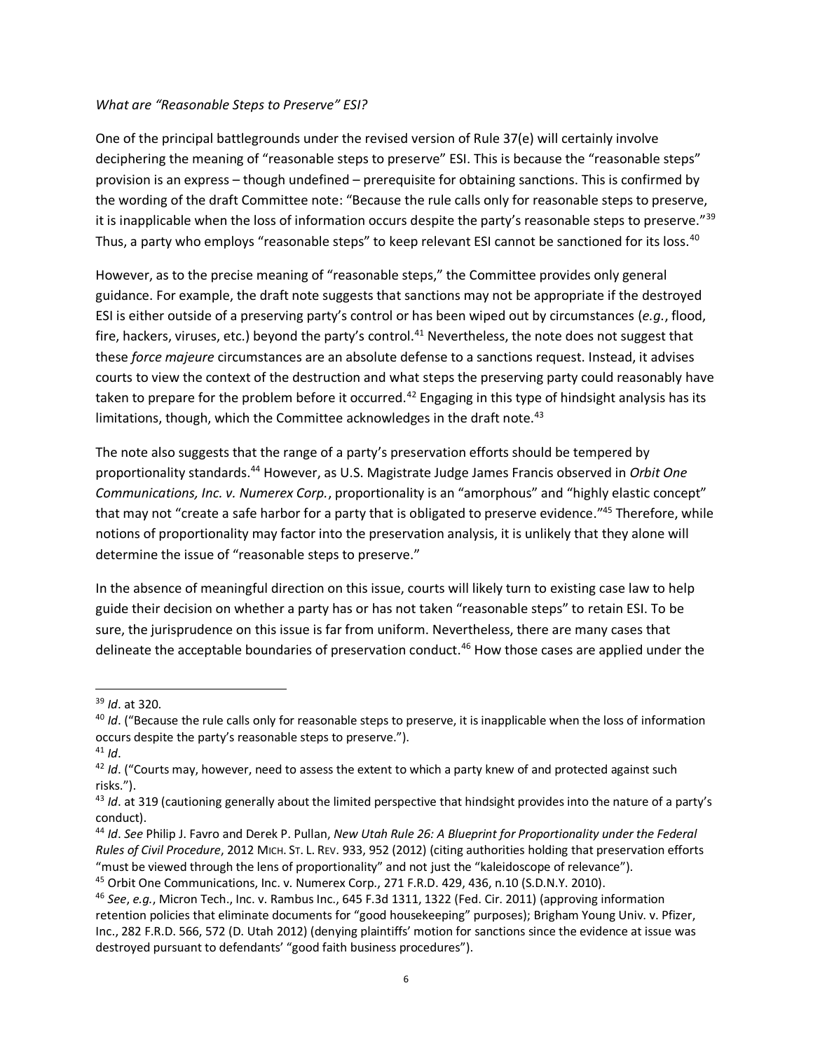*What are "Reasonable Steps to Preserve" ESI?*

One of the principal battlegrounds under the revised version of Rule 37(e) will certainly involve deciphering the meaning of "reasonable steps to preserve" ESI. This is because the "reasonable steps" provision is an express – though undefined – prerequisite for obtaining sanctions. This is confirmed by the wording of the draft Committee note: "Because the rule calls only for reasonable steps to preserve, it is inapplicable when the loss of information occurs despite the party's reasonable steps to preserve."[39] Thus, a party who employs "reasonable steps" to keep relevant ESI cannot be sanctioned for its loss.[40]

However, as to the precise meaning of "reasonable steps," the Committee provides only general guidance. For example, the draft note suggests that sanctions may not be appropriate if the destroyed ESI is either outside of a preserving party's control or has been wiped out by circumstances (*e.g.*, flood, fire, hackers, viruses, etc.) beyond the party's control.[41] Nevertheless, the note does not suggest that these *force majeure* circumstances are an absolute defense to a sanctions request. Instead, it advises courts to view the context of the destruction and what steps the preserving party could reasonably have taken to prepare for the problem before it occurred.[42] Engaging in this type of hindsight analysis has its limitations, though, which the Committee acknowledges in the draft note.[43]

The note also suggests that the range of a party's preservation efforts should be tempered by proportionality standards.[44] However, as U.S. Magistrate Judge James Francis observed in *Orbit One Communications, Inc. v. Numerex Corp.*, proportionality is an "amorphous" and "highly elastic concept" that may not "create a safe harbor for a party that is obligated to preserve evidence."[45] Therefore, while notions of proportionality may factor into the preservation analysis, it is unlikely that they alone will determine the issue of "reasonable steps to preserve."

In the absence of meaningful direction on this issue, courts will likely turn to existing case law to help guide their decision on whether a party has or has not taken "reasonable steps" to retain ESI. To be sure, the jurisprudence on this issue is far from uniform. Nevertheless, there are many cases that delineate the acceptable boundaries of preservation conduct.[46] How those cases are applied under the

---

[39] *Id*. at 320.

[40] *Id*. ("Because the rule calls only for reasonable steps to preserve, it is inapplicable when the loss of information occurs despite the party's reasonable steps to preserve.").

[41] *Id*.

[42] *Id*. ("Courts may, however, need to assess the extent to which a party knew of and protected against such risks.").

[43] *Id*. at 319 (cautioning generally about the limited perspective that hindsight provides into the nature of a party's conduct).

[44] *Id*. *See* Philip J. Favro and Derek P. Pullan, *New Utah Rule 26: A Blueprint for Proportionality under the Federal Rules of Civil Procedure*, 2012 MICH. ST. L. REV. 933, 952 (2012) (citing authorities holding that preservation efforts "must be viewed through the lens of proportionality" and not just the "kaleidoscope of relevance").

[45] Orbit One Communications, Inc. v. Numerex Corp., 271 F.R.D. 429, 436, n.10 (S.D.N.Y. 2010).

[46] *See*, *e.g.*, Micron Tech., Inc. v. Rambus Inc., 645 F.3d 1311, 1322 (Fed. Cir. 2011) (approving information retention policies that eliminate documents for "good housekeeping" purposes); Brigham Young Univ. v. Pfizer, Inc., 282 F.R.D. 566, 572 (D. Utah 2012) (denying plaintiffs' motion for sanctions since the evidence at issue was destroyed pursuant to defendants' "good faith business procedures").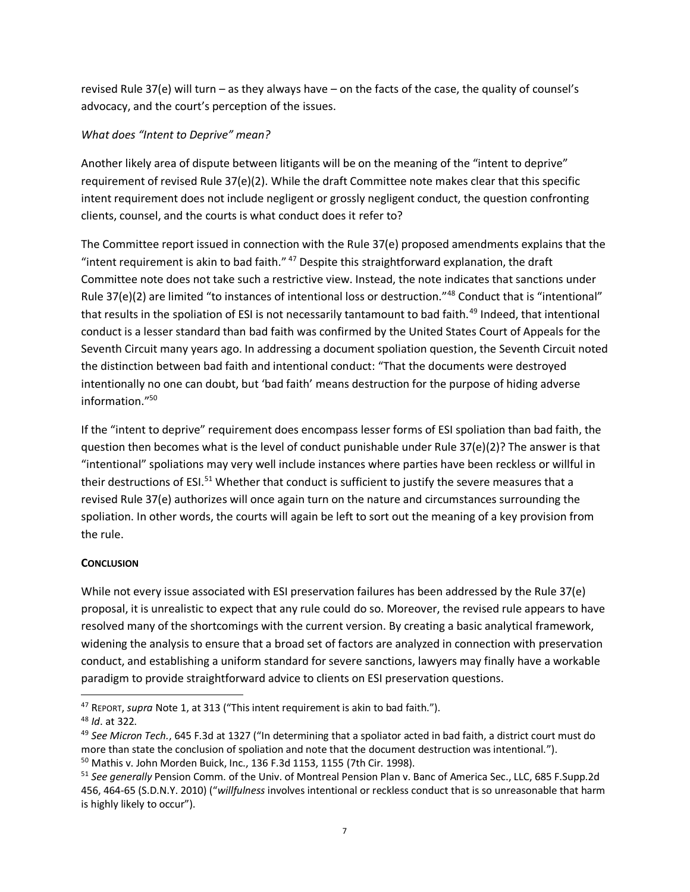revised Rule 37(e) will turn – as they always have – on the facts of the case, the quality of counsel's advocacy, and the court's perception of the issues.

*What does "Intent to Deprive" mean?*

Another likely area of dispute between litigants will be on the meaning of the "intent to deprive" requirement of revised Rule 37(e)(2). While the draft Committee note makes clear that this specific intent requirement does not include negligent or grossly negligent conduct, the question confronting clients, counsel, and the courts is what conduct does it refer to?

The Committee report issued in connection with the Rule 37(e) proposed amendments explains that the "intent requirement is akin to bad faith." [47] Despite this straightforward explanation, the draft Committee note does not take such a restrictive view. Instead, the note indicates that sanctions under Rule 37(e)(2) are limited "to instances of intentional loss or destruction."[48] Conduct that is "intentional" that results in the spoliation of ESI is not necessarily tantamount to bad faith.[49] Indeed, that intentional conduct is a lesser standard than bad faith was confirmed by the United States Court of Appeals for the Seventh Circuit many years ago. In addressing a document spoliation question, the Seventh Circuit noted the distinction between bad faith and intentional conduct: "That the documents were destroyed intentionally no one can doubt, but 'bad faith' means destruction for the purpose of hiding adverse information."[50]

If the "intent to deprive" requirement does encompass lesser forms of ESI spoliation than bad faith, the question then becomes what is the level of conduct punishable under Rule 37(e)(2)? The answer is that "intentional" spoliations may very well include instances where parties have been reckless or willful in their destructions of ESI.[51] Whether that conduct is sufficient to justify the severe measures that a revised Rule 37(e) authorizes will once again turn on the nature and circumstances surrounding the spoliation. In other words, the courts will again be left to sort out the meaning of a key provision from the rule.

**CONCLUSION**

While not every issue associated with ESI preservation failures has been addressed by the Rule 37(e) proposal, it is unrealistic to expect that any rule could do so. Moreover, the revised rule appears to have resolved many of the shortcomings with the current version. By creating a basic analytical framework, widening the analysis to ensure that a broad set of factors are analyzed in connection with preservation conduct, and establishing a uniform standard for severe sanctions, lawyers may finally have a workable paradigm to provide straightforward advice to clients on ESI preservation questions.

---

[47] REPORT, *supra* Note 1, at 313 ("This intent requirement is akin to bad faith.").

[48] *Id*. at 322.

[49] *See Micron Tech.*, 645 F.3d at 1327 ("In determining that a spoliator acted in bad faith, a district court must do more than state the conclusion of spoliation and note that the document destruction was intentional.").

[50] Mathis v. John Morden Buick, Inc., 136 F.3d 1153, 1155 (7th Cir. 1998).

[51] *See generally* Pension Comm. of the Univ. of Montreal Pension Plan v. Banc of America Sec., LLC, 685 F.Supp.2d 456, 464-65 (S.D.N.Y. 2010) ("*willfulness* involves intentional or reckless conduct that is so unreasonable that harm is highly likely to occur").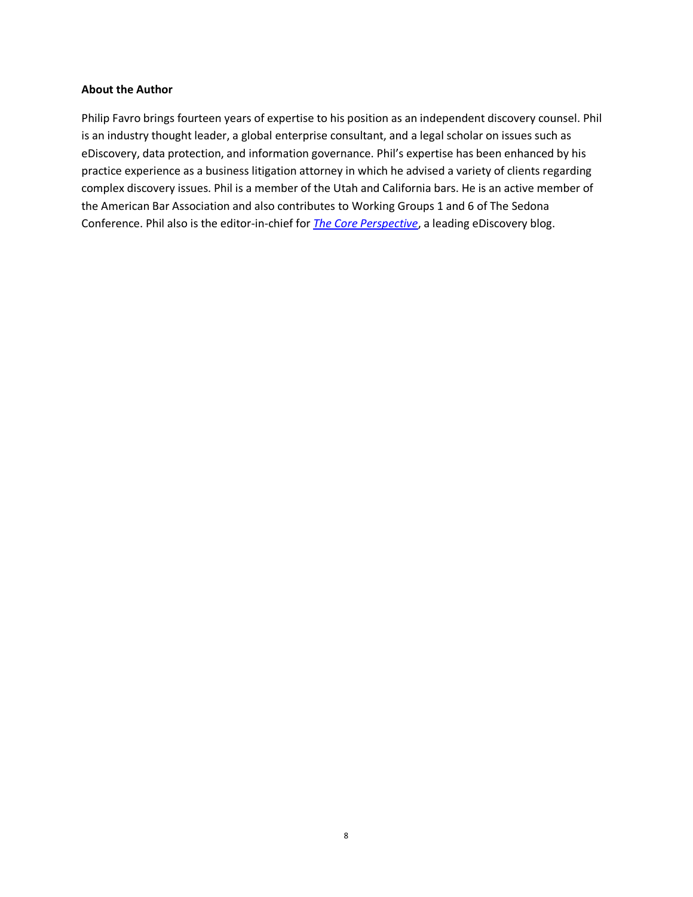**About the Author**

Philip Favro brings fourteen years of expertise to his position as an independent discovery counsel. Phil is an industry thought leader, a global enterprise consultant, and a legal scholar on issues such as eDiscovery, data protection, and information governance. Phil's expertise has been enhanced by his practice experience as a business litigation attorney in which he advised a variety of clients regarding complex discovery issues. Phil is a member of the Utah and California bars. He is an active member of the American Bar Association and also contributes to Working Groups 1 and 6 of The Sedona Conference. Phil also is the editor-in-chief for *The Core Perspective*, a leading eDiscovery blog.